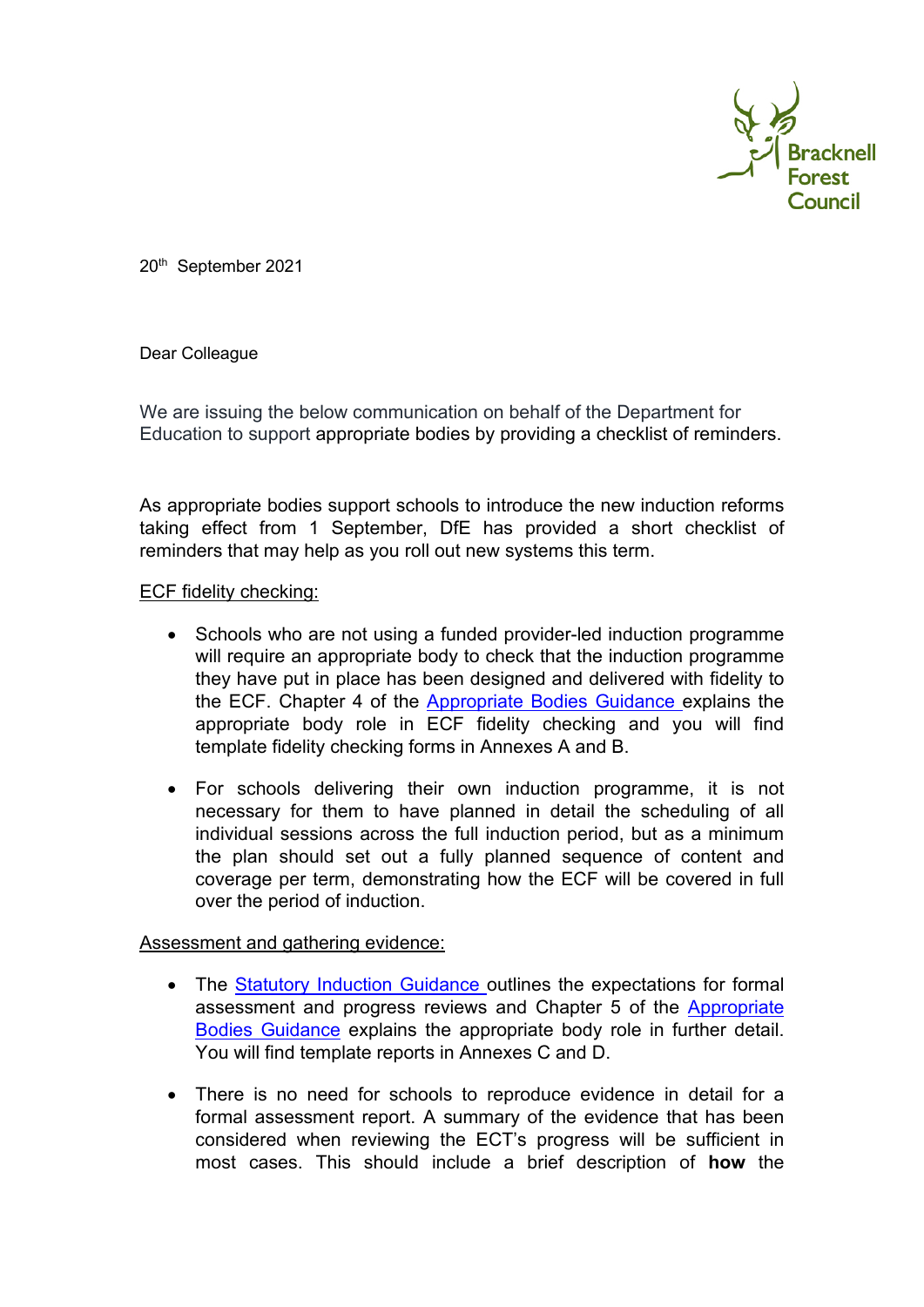Bracknell Forest Council

20th September 2021

Dear Colleague

We are issuing the below communication on behalf of the Department for Education to support appropriate bodies by providing a checklist of reminders.

As appropriate bodies support schools to introduce the new induction reforms taking effect from 1 September, DfE has provided a short checklist of reminders that may help as you roll out new systems this term.

<u>ECF fidelity checking:</u>

- Schools who are not using a funded provider-led induction programme will require an appropriate body to check that the induction programme they have put in place has been designed and delivered with fidelity to the ECF. Chapter 4 of the Appropriate Bodies Guidance explains the appropriate body role in ECF fidelity checking and you will find template fidelity checking forms in Annexes A and B.

- For schools delivering their own induction programme, it is not necessary for them to have planned in detail the scheduling of all individual sessions across the full induction period, but as a minimum the plan should set out a fully planned sequence of content and coverage per term, demonstrating how the ECF will be covered in full over the period of induction.

<u>Assessment and gathering evidence:</u>

- The Statutory Induction Guidance outlines the expectations for formal assessment and progress reviews and Chapter 5 of the Appropriate Bodies Guidance explains the appropriate body role in further detail. You will find template reports in Annexes C and D.

- There is no need for schools to reproduce evidence in detail for a formal assessment report. A summary of the evidence that has been considered when reviewing the ECT's progress will be sufficient in most cases. This should include a brief description of **how** the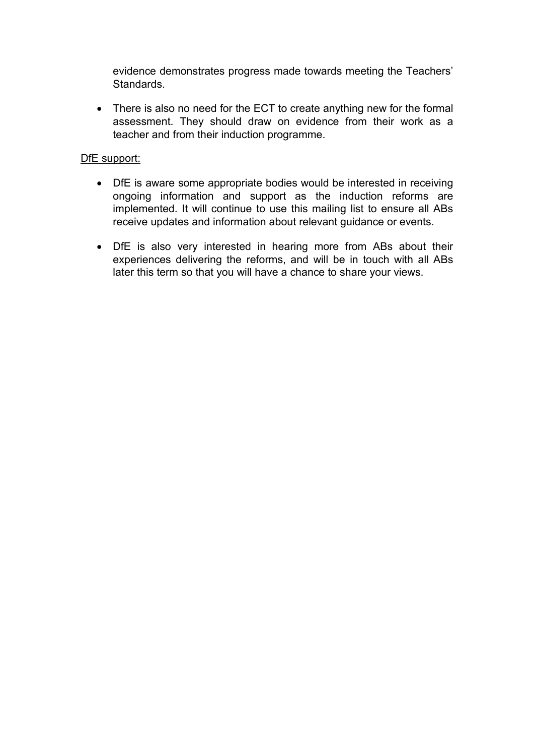evidence demonstrates progress made towards meeting the Teachers' Standards.

- There is also no need for the ECT to create anything new for the formal assessment. They should draw on evidence from their work as a teacher and from their induction programme.

DfE support:

- DfE is aware some appropriate bodies would be interested in receiving ongoing information and support as the induction reforms are implemented. It will continue to use this mailing list to ensure all ABs receive updates and information about relevant guidance or events.
- DfE is also very interested in hearing more from ABs about their experiences delivering the reforms, and will be in touch with all ABs later this term so that you will have a chance to share your views.